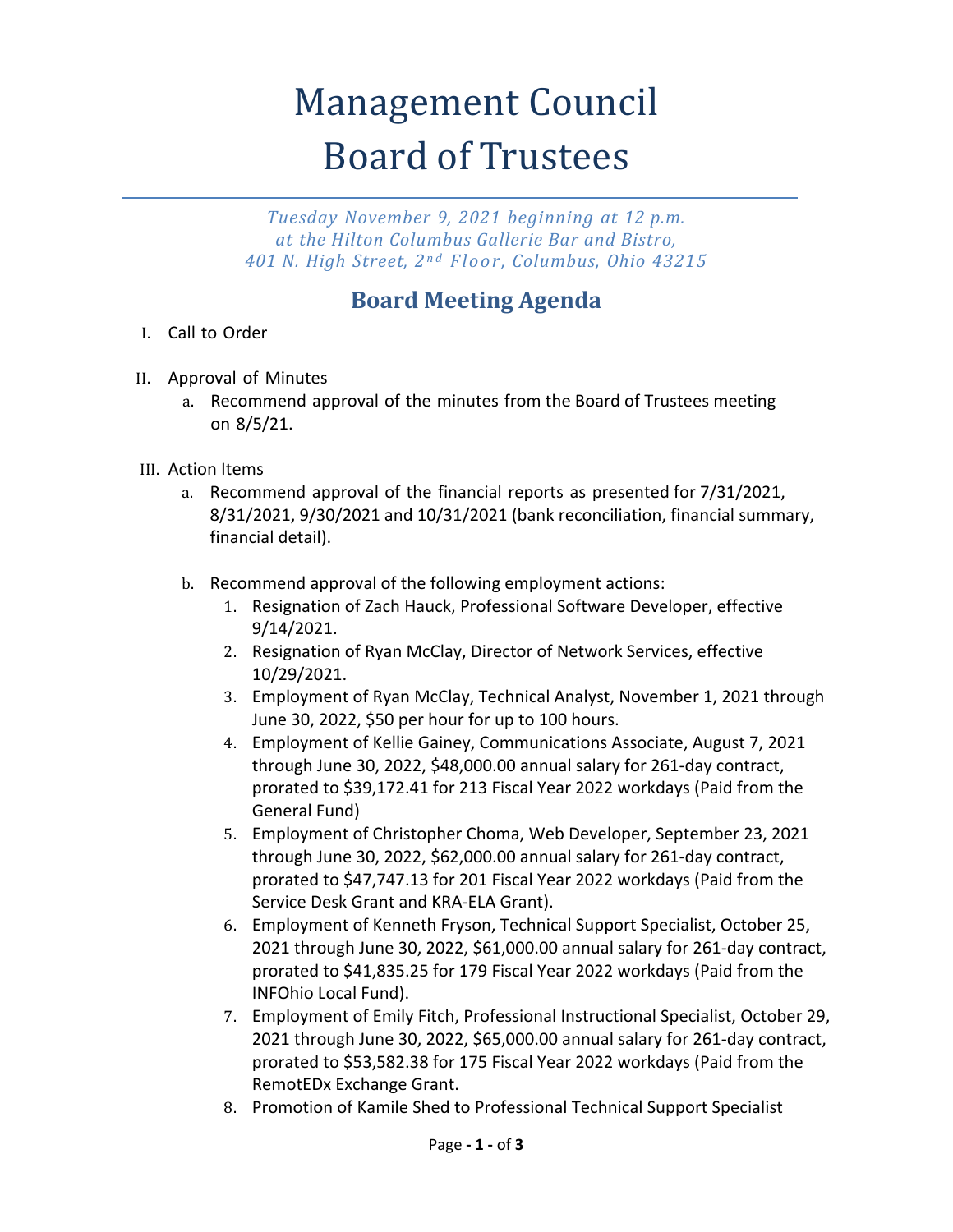# Management Council
# Board of Trustees

*Tuesday November 9, 2021 beginning at 12 p.m.*
*at the Hilton Columbus Gallerie Bar and Bistro,*
*401 N. High Street, 2nd Floor, Columbus, Ohio 43215*

## Board Meeting Agenda

I. Call to Order

II. Approval of Minutes
   a. Recommend approval of the minutes from the Board of Trustees meeting on 8/5/21.

III. Action Items
   a. Recommend approval of the financial reports as presented for 7/31/2021, 8/31/2021, 9/30/2021 and 10/31/2021 (bank reconciliation, financial summary, financial detail).

   b. Recommend approval of the following employment actions:
      1. Resignation of Zach Hauck, Professional Software Developer, effective 9/14/2021.
      2. Resignation of Ryan McClay, Director of Network Services, effective 10/29/2021.
      3. Employment of Ryan McClay, Technical Analyst, November 1, 2021 through June 30, 2022, $50 per hour for up to 100 hours.
      4. Employment of Kellie Gainey, Communications Associate, August 7, 2021 through June 30, 2022, $48,000.00 annual salary for 261-day contract, prorated to $39,172.41 for 213 Fiscal Year 2022 workdays (Paid from the General Fund)
      5. Employment of Christopher Choma, Web Developer, September 23, 2021 through June 30, 2022, $62,000.00 annual salary for 261-day contract, prorated to $47,747.13 for 201 Fiscal Year 2022 workdays (Paid from the Service Desk Grant and KRA-ELA Grant).
      6. Employment of Kenneth Fryson, Technical Support Specialist, October 25, 2021 through June 30, 2022, $61,000.00 annual salary for 261-day contract, prorated to $41,835.25 for 179 Fiscal Year 2022 workdays (Paid from the INFOhio Local Fund).
      7. Employment of Emily Fitch, Professional Instructional Specialist, October 29, 2021 through June 30, 2022, $65,000.00 annual salary for 261-day contract, prorated to $53,582.38 for 175 Fiscal Year 2022 workdays (Paid from the RemotEDx Exchange Grant.
      8. Promotion of Kamile Shed to Professional Technical Support Specialist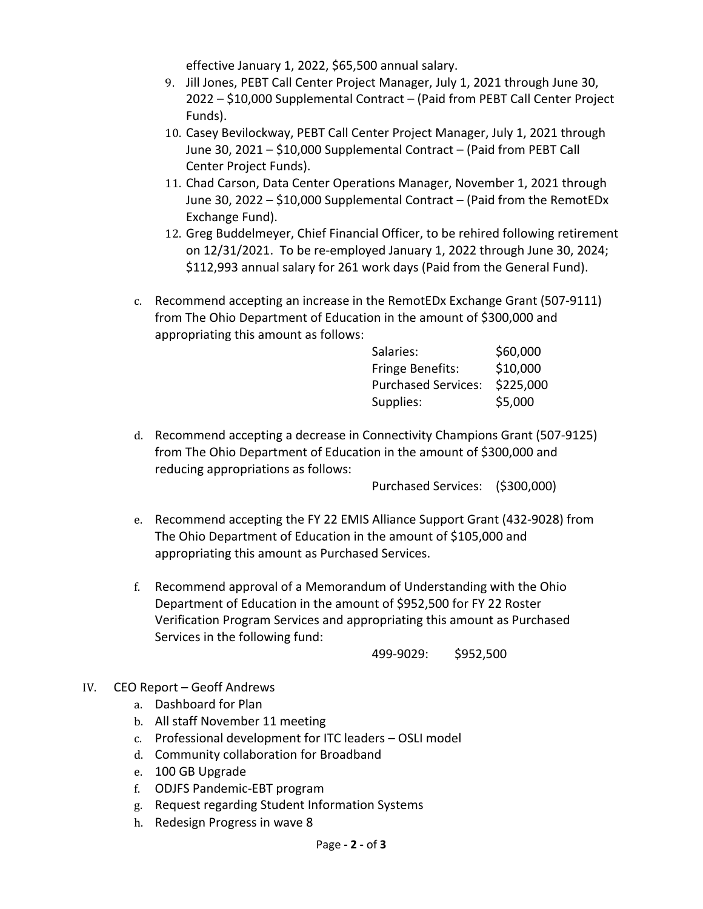effective January 1, 2022, $65,500 annual salary.

9. Jill Jones, PEBT Call Center Project Manager, July 1, 2021 through June 30, 2022 – $10,000 Supplemental Contract – (Paid from PEBT Call Center Project Funds).
10. Casey Bevilockway, PEBT Call Center Project Manager, July 1, 2021 through June 30, 2021 – $10,000 Supplemental Contract – (Paid from PEBT Call Center Project Funds).
11. Chad Carson, Data Center Operations Manager, November 1, 2021 through June 30, 2022 – $10,000 Supplemental Contract – (Paid from the RemotEDx Exchange Fund).
12. Greg Buddelmeyer, Chief Financial Officer, to be rehired following retirement on 12/31/2021. To be re-employed January 1, 2022 through June 30, 2024; $112,993 annual salary for 261 work days (Paid from the General Fund).

c. Recommend accepting an increase in the RemotEDx Exchange Grant (507-9111) from The Ohio Department of Education in the amount of $300,000 and appropriating this amount as follows:

| | |
|---|---|
| Salaries: | $60,000 |
| Fringe Benefits: | $10,000 |
| Purchased Services: | $225,000 |
| Supplies: | $5,000 |

d. Recommend accepting a decrease in Connectivity Champions Grant (507-9125) from The Ohio Department of Education in the amount of $300,000 and reducing appropriations as follows:

Purchased Services: ($300,000)

e. Recommend accepting the FY 22 EMIS Alliance Support Grant (432-9028) from The Ohio Department of Education in the amount of $105,000 and appropriating this amount as Purchased Services.

f. Recommend approval of a Memorandum of Understanding with the Ohio Department of Education in the amount of $952,500 for FY 22 Roster Verification Program Services and appropriating this amount as Purchased Services in the following fund:

499-9029: $952,500

IV. CEO Report – Geoff Andrews

a. Dashboard for Plan
b. All staff November 11 meeting
c. Professional development for ITC leaders – OSLI model
d. Community collaboration for Broadband
e. 100 GB Upgrade
f. ODJFS Pandemic-EBT program
g. Request regarding Student Information Systems
h. Redesign Progress in wave 8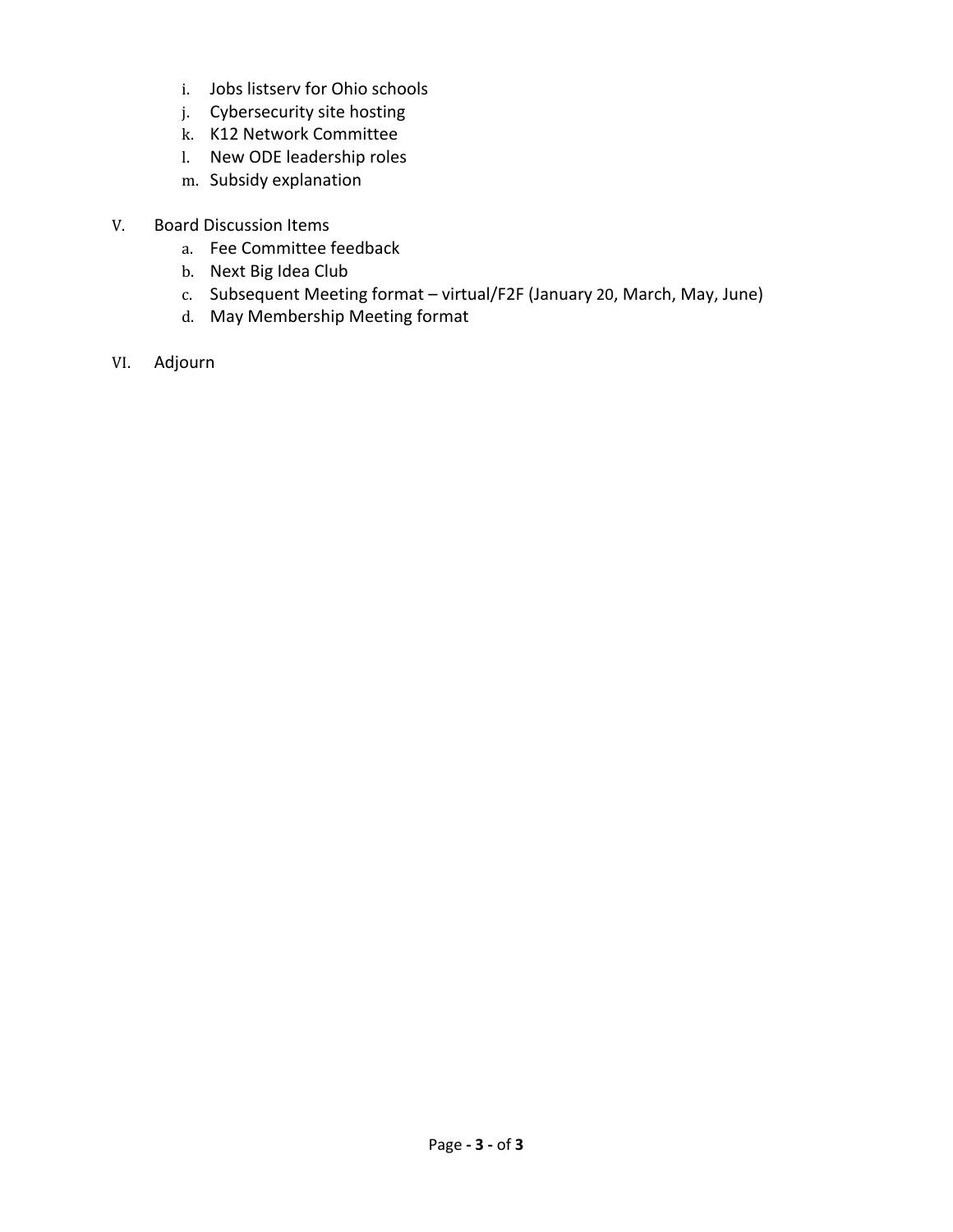i. Jobs listserv for Ohio schools
j. Cybersecurity site hosting
k. K12 Network Committee
l. New ODE leadership roles
m. Subsidy explanation

V. Board Discussion Items
   a. Fee Committee feedback
   b. Next Big Idea Club
   c. Subsequent Meeting format – virtual/F2F (January 20, March, May, June)
   d. May Membership Meeting format

VI. Adjourn